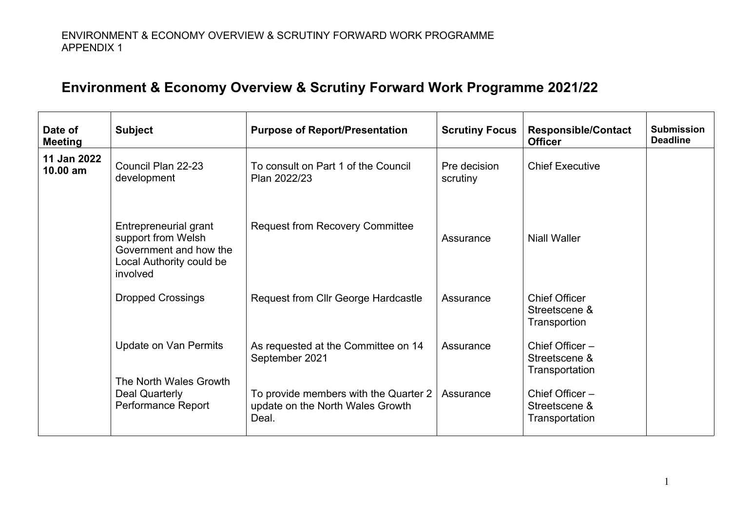ENVIRONMENT & ECONOMY OVERVIEW & SCRUTINY FORWARD WORK PROGRAMME
APPENDIX 1

# Environment & Economy Overview & Scrutiny Forward Work Programme 2021/22

| Date of Meeting | Subject | Purpose of Report/Presentation | Scrutiny Focus | Responsible/Contact Officer | Submission Deadline |
|---|---|---|---|---|---|
| **11 Jan 2022 10.00 am** | Council Plan 22-23 development | To consult on Part 1 of the Council Plan 2022/23 | Pre decision scrutiny | Chief Executive | |
| | Entrepreneurial grant support from Welsh Government and how the Local Authority could be involved | Request from Recovery Committee | Assurance | Niall Waller | |
| | Dropped Crossings | Request from Cllr George Hardcastle | Assurance | Chief Officer Streetscene & Transportion | |
| | Update on Van Permits | As requested at the Committee on 14 September 2021 | Assurance | Chief Officer – Streetscene & Transportation | |
| | The North Wales Growth Deal Quarterly Performance Report | To provide members with the Quarter 2 update on the North Wales Growth Deal. | Assurance | Chief Officer – Streetscene & Transportation | |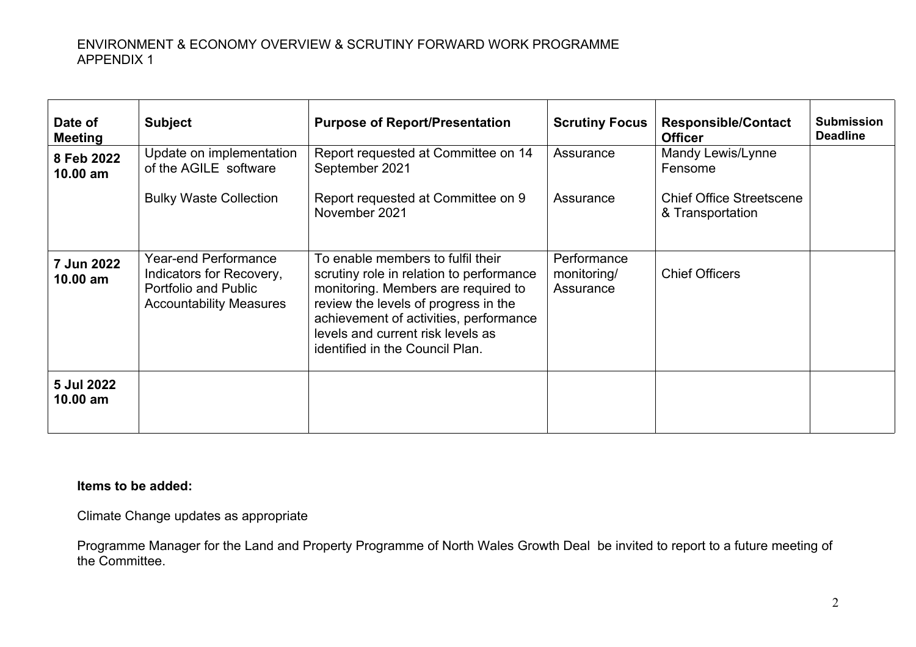ENVIRONMENT & ECONOMY OVERVIEW & SCRUTINY FORWARD WORK PROGRAMME
APPENDIX 1

| Date of Meeting | Subject | Purpose of Report/Presentation | Scrutiny Focus | Responsible/Contact Officer | Submission Deadline |
|---|---|---|---|---|---|
| **8 Feb 2022 10.00 am** | Update on implementation of the AGILE software | Report requested at Committee on 14 September 2021 | Assurance | Mandy Lewis/Lynne Fensome | |
| | Bulky Waste Collection | Report requested at Committee on 9 November 2021 | Assurance | Chief Office Streetscene & Transportation | |
| **7 Jun 2022 10.00 am** | Year-end Performance Indicators for Recovery, Portfolio and Public Accountability Measures | To enable members to fulfil their scrutiny role in relation to performance monitoring. Members are required to review the levels of progress in the achievement of activities, performance levels and current risk levels as identified in the Council Plan. | Performance monitoring/ Assurance | Chief Officers | |
| **5 Jul 2022 10.00 am** | | | | | |

**Items to be added:**

Climate Change updates as appropriate

Programme Manager for the Land and Property Programme of North Wales Growth Deal be invited to report to a future meeting of the Committee.